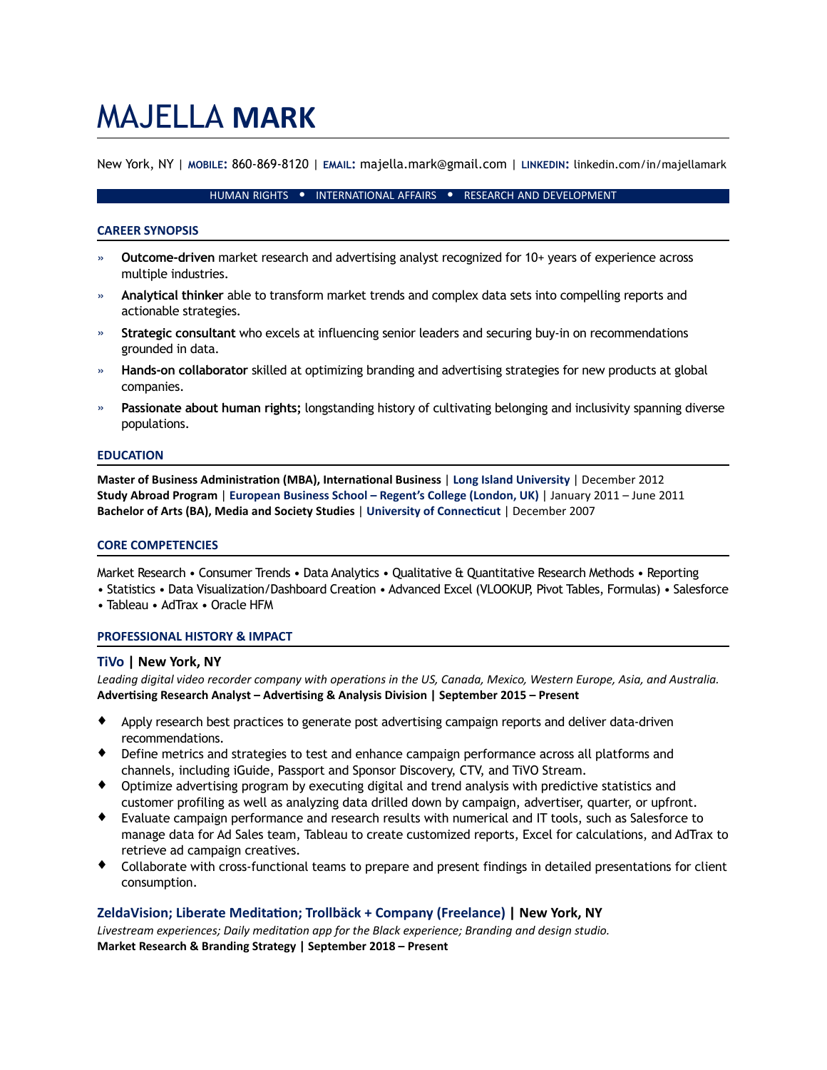# MAJELLA **MARK**

New York, NY | **MOBILE:** 860-869-8120 | **EMAIL:** majella.mark@gmail.com | **LINKEDIN:** linkedin.com/in/majellamark

HUMAN RIGHTS • INTERNATIONAL AFFAIRS • RESEARCH AND DEVELOPMENT

## CAREER SYNOPSIS

- **Outcome-driven** market research and advertising analyst recognized for 10+ years of experience across multiple industries.
- **Analytical thinker** able to transform market trends and complex data sets into compelling reports and actionable strategies.
- **Strategic consultant** who excels at influencing senior leaders and securing buy-in on recommendations grounded in data.
- **Hands-on collaborator** skilled at optimizing branding and advertising strategies for new products at global companies.
- **Passionate about human rights;** longstanding history of cultivating belonging and inclusivity spanning diverse populations.

## EDUCATION

**Master of Business Administration (MBA), International Business** | **Long Island University** | December 2012
**Study Abroad Program** | **European Business School – Regent's College (London, UK)** | January 2011 – June 2011
**Bachelor of Arts (BA), Media and Society Studies** | **University of Connecticut** | December 2007

## CORE COMPETENCIES

Market Research • Consumer Trends • Data Analytics • Qualitative & Quantitative Research Methods • Reporting • Statistics • Data Visualization/Dashboard Creation • Advanced Excel (VLOOKUP, Pivot Tables, Formulas) • Salesforce • Tableau • AdTrax • Oracle HFM

## PROFESSIONAL HISTORY & IMPACT

### TiVo | New York, NY

*Leading digital video recorder company with operations in the US, Canada, Mexico, Western Europe, Asia, and Australia.*
**Advertising Research Analyst – Advertising & Analysis Division | September 2015 – Present**

- Apply research best practices to generate post advertising campaign reports and deliver data-driven recommendations.
- Define metrics and strategies to test and enhance campaign performance across all platforms and channels, including iGuide, Passport and Sponsor Discovery, CTV, and TiVO Stream.
- Optimize advertising program by executing digital and trend analysis with predictive statistics and customer profiling as well as analyzing data drilled down by campaign, advertiser, quarter, or upfront.
- Evaluate campaign performance and research results with numerical and IT tools, such as Salesforce to manage data for Ad Sales team, Tableau to create customized reports, Excel for calculations, and AdTrax to retrieve ad campaign creatives.
- Collaborate with cross-functional teams to prepare and present findings in detailed presentations for client consumption.

### ZeldaVision; Liberate Meditation; Trollbäck + Company (Freelance) | New York, NY

*Livestream experiences; Daily meditation app for the Black experience; Branding and design studio.*
**Market Research & Branding Strategy | September 2018 – Present**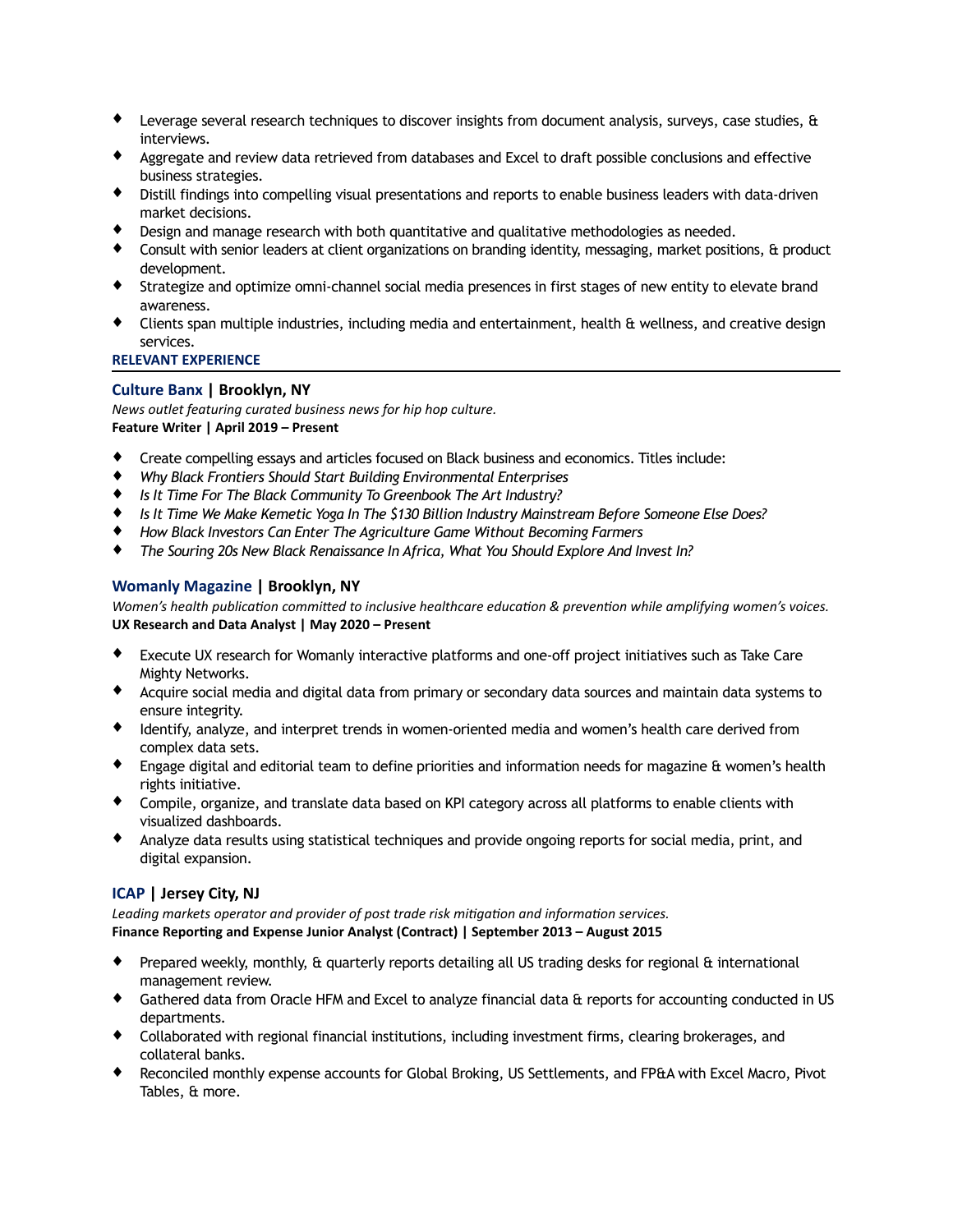- Leverage several research techniques to discover insights from document analysis, surveys, case studies, & interviews.
- Aggregate and review data retrieved from databases and Excel to draft possible conclusions and effective business strategies.
- Distill findings into compelling visual presentations and reports to enable business leaders with data-driven market decisions.
- Design and manage research with both quantitative and qualitative methodologies as needed.
- Consult with senior leaders at client organizations on branding identity, messaging, market positions, & product development.
- Strategize and optimize omni-channel social media presences in first stages of new entity to elevate brand awareness.
- Clients span multiple industries, including media and entertainment, health & wellness, and creative design services.

## RELEVANT EXPERIENCE

### Culture Banx | Brooklyn, NY

*News outlet featuring curated business news for hip hop culture.*

**Feature Writer | April 2019 – Present**

- Create compelling essays and articles focused on Black business and economics. Titles include:
- *Why Black Frontiers Should Start Building Environmental Enterprises*
- *Is It Time For The Black Community To Greenbook The Art Industry?*
- *Is It Time We Make Kemetic Yoga In The $130 Billion Industry Mainstream Before Someone Else Does?*
- *How Black Investors Can Enter The Agriculture Game Without Becoming Farmers*
- *The Souring 20s New Black Renaissance In Africa, What You Should Explore And Invest In?*

### Womanly Magazine | Brooklyn, NY

*Women's health publication committed to inclusive healthcare education & prevention while amplifying women's voices.*

**UX Research and Data Analyst | May 2020 – Present**

- Execute UX research for Womanly interactive platforms and one-off project initiatives such as Take Care Mighty Networks.
- Acquire social media and digital data from primary or secondary data sources and maintain data systems to ensure integrity.
- Identify, analyze, and interpret trends in women-oriented media and women's health care derived from complex data sets.
- Engage digital and editorial team to define priorities and information needs for magazine & women's health rights initiative.
- Compile, organize, and translate data based on KPI category across all platforms to enable clients with visualized dashboards.
- Analyze data results using statistical techniques and provide ongoing reports for social media, print, and digital expansion.

### ICAP | Jersey City, NJ

*Leading markets operator and provider of post trade risk mitigation and information services.*

**Finance Reporting and Expense Junior Analyst (Contract) | September 2013 – August 2015**

- Prepared weekly, monthly, & quarterly reports detailing all US trading desks for regional & international management review.
- Gathered data from Oracle HFM and Excel to analyze financial data & reports for accounting conducted in US departments.
- Collaborated with regional financial institutions, including investment firms, clearing brokerages, and collateral banks.
- Reconciled monthly expense accounts for Global Broking, US Settlements, and FP&A with Excel Macro, Pivot Tables, & more.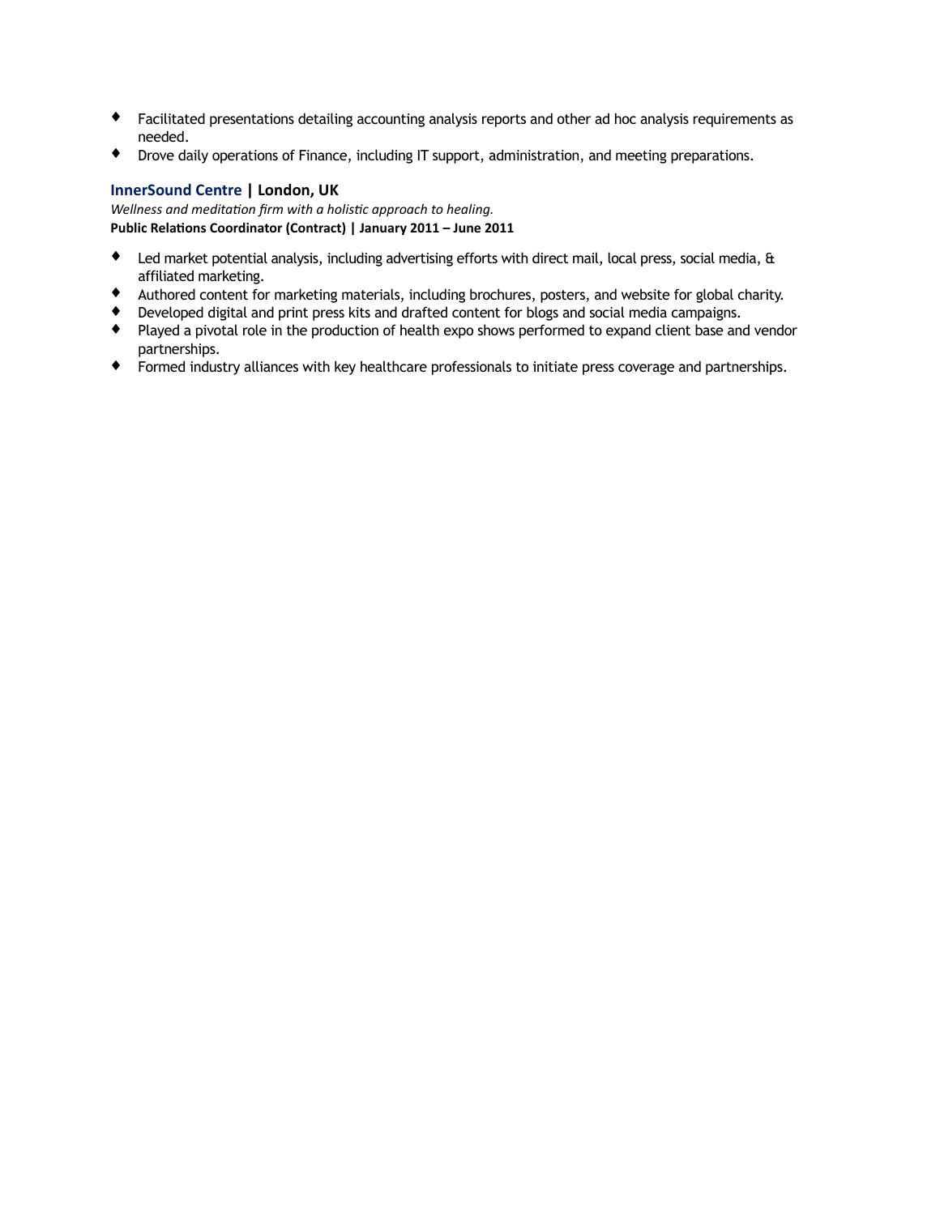- Facilitated presentations detailing accounting analysis reports and other ad hoc analysis requirements as needed.
- Drove daily operations of Finance, including IT support, administration, and meeting preparations.

### InnerSound Centre | London, UK

*Wellness and meditation firm with a holistic approach to healing.*

**Public Relations Coordinator (Contract) | January 2011 – June 2011**

- Led market potential analysis, including advertising efforts with direct mail, local press, social media, & affiliated marketing.
- Authored content for marketing materials, including brochures, posters, and website for global charity.
- Developed digital and print press kits and drafted content for blogs and social media campaigns.
- Played a pivotal role in the production of health expo shows performed to expand client base and vendor partnerships.
- Formed industry alliances with key healthcare professionals to initiate press coverage and partnerships.